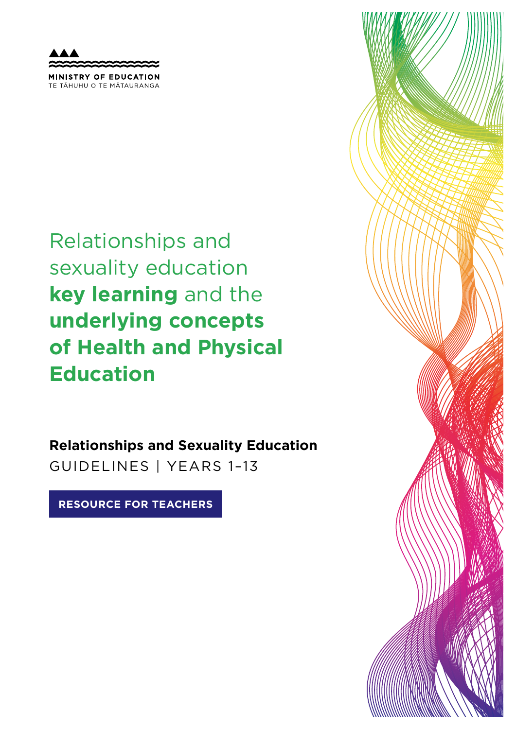MINISTRY OF EDUCATION
TE TĀHUHU O TE MĀTAURANGA

# Relationships and sexuality education **key learning** and the **underlying concepts of Health and Physical Education**

**Relationships and Sexuality Education**
GUIDELINES | YEARS 1–13

**RESOURCE FOR TEACHERS**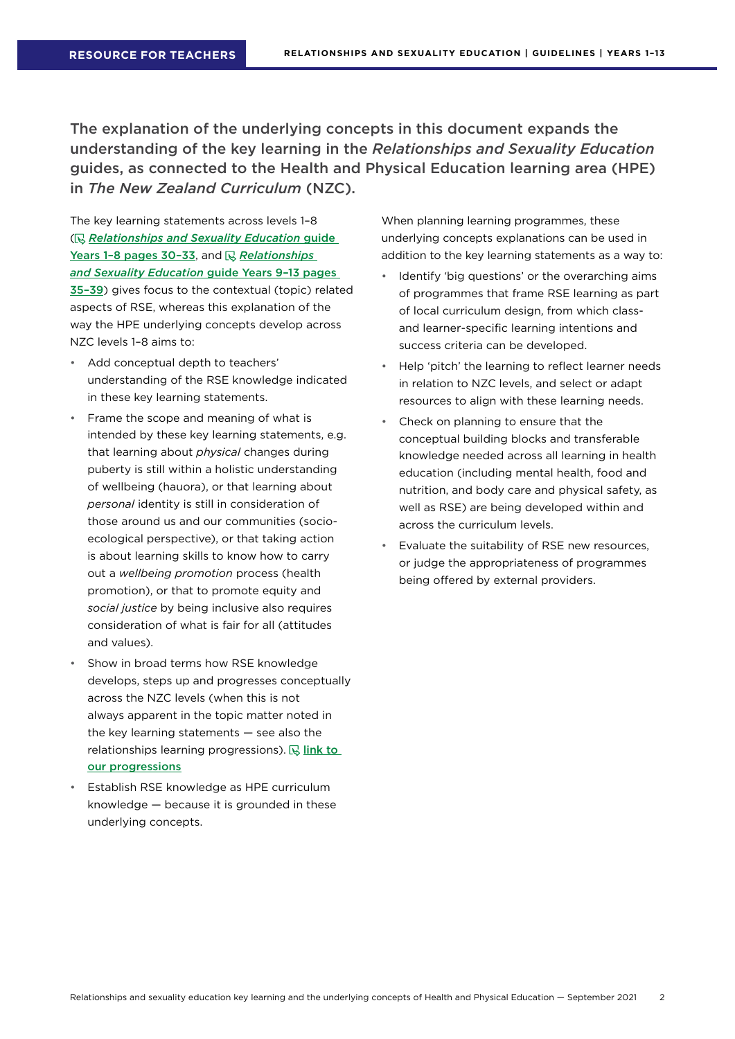The explanation of the underlying concepts in this document expands the understanding of the key learning in the *Relationships and Sexuality Education* guides, as connected to the Health and Physical Education learning area (HPE) in *The New Zealand Curriculum* (NZC).

The key learning statements across levels 1–8 (*Relationships and Sexuality Education* guide Years 1–8 pages 30–33, and *Relationships and Sexuality Education* guide Years 9–13 pages 35–39) gives focus to the contextual (topic) related aspects of RSE, whereas this explanation of the way the HPE underlying concepts develop across NZC levels 1–8 aims to:

- Add conceptual depth to teachers' understanding of the RSE knowledge indicated in these key learning statements.
- Frame the scope and meaning of what is intended by these key learning statements, e.g. that learning about *physical* changes during puberty is still within a holistic understanding of wellbeing (hauora), or that learning about *personal* identity is still in consideration of those around us and our communities (socio-ecological perspective), or that taking action is about learning skills to know how to carry out a *wellbeing promotion* process (health promotion), or that to promote equity and *social justice* by being inclusive also requires consideration of what is fair for all (attitudes and values).
- Show in broad terms how RSE knowledge develops, steps up and progresses conceptually across the NZC levels (when this is not always apparent in the topic matter noted in the key learning statements — see also the relationships learning progressions). link to our progressions
- Establish RSE knowledge as HPE curriculum knowledge — because it is grounded in these underlying concepts.

When planning learning programmes, these underlying concepts explanations can be used in addition to the key learning statements as a way to:

- Identify 'big questions' or the overarching aims of programmes that frame RSE learning as part of local curriculum design, from which class- and learner-specific learning intentions and success criteria can be developed.
- Help 'pitch' the learning to reflect learner needs in relation to NZC levels, and select or adapt resources to align with these learning needs.
- Check on planning to ensure that the conceptual building blocks and transferable knowledge needed across all learning in health education (including mental health, food and nutrition, and body care and physical safety, as well as RSE) are being developed within and across the curriculum levels.
- Evaluate the suitability of RSE new resources, or judge the appropriateness of programmes being offered by external providers.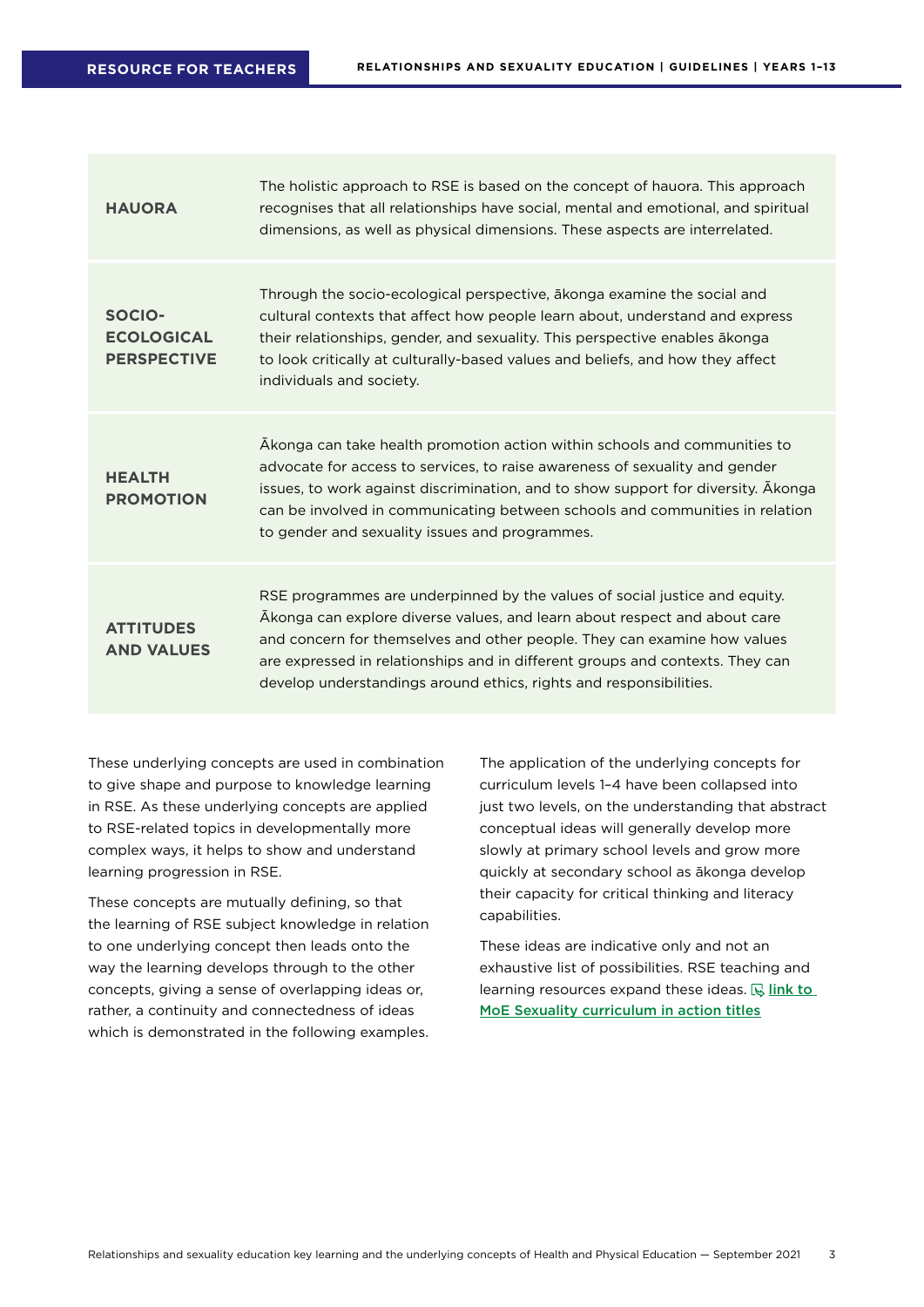| | |
|---|---|
| **HAUORA** | The holistic approach to RSE is based on the concept of hauora. This approach recognises that all relationships have social, mental and emotional, and spiritual dimensions, as well as physical dimensions. These aspects are interrelated. |
| **SOCIO-ECOLOGICAL PERSPECTIVE** | Through the socio-ecological perspective, ākonga examine the social and cultural contexts that affect how people learn about, understand and express their relationships, gender, and sexuality. This perspective enables ākonga to look critically at culturally-based values and beliefs, and how they affect individuals and society. |
| **HEALTH PROMOTION** | Ākonga can take health promotion action within schools and communities to advocate for access to services, to raise awareness of sexuality and gender issues, to work against discrimination, and to show support for diversity. Ākonga can be involved in communicating between schools and communities in relation to gender and sexuality issues and programmes. |
| **ATTITUDES AND VALUES** | RSE programmes are underpinned by the values of social justice and equity. Ākonga can explore diverse values, and learn about respect and about care and concern for themselves and other people. They can examine how values are expressed in relationships and in different groups and contexts. They can develop understandings around ethics, rights and responsibilities. |

These underlying concepts are used in combination to give shape and purpose to knowledge learning in RSE. As these underlying concepts are applied to RSE-related topics in developmentally more complex ways, it helps to show and understand learning progression in RSE.

These concepts are mutually defining, so that the learning of RSE subject knowledge in relation to one underlying concept then leads onto the way the learning develops through to the other concepts, giving a sense of overlapping ideas or, rather, a continuity and connectedness of ideas which is demonstrated in the following examples.

The application of the underlying concepts for curriculum levels 1–4 have been collapsed into just two levels, on the understanding that abstract conceptual ideas will generally develop more slowly at primary school levels and grow more quickly at secondary school as ākonga develop their capacity for critical thinking and literacy capabilities.

These ideas are indicative only and not an exhaustive list of possibilities. RSE teaching and learning resources expand these ideas. **link to MoE Sexuality curriculum in action titles**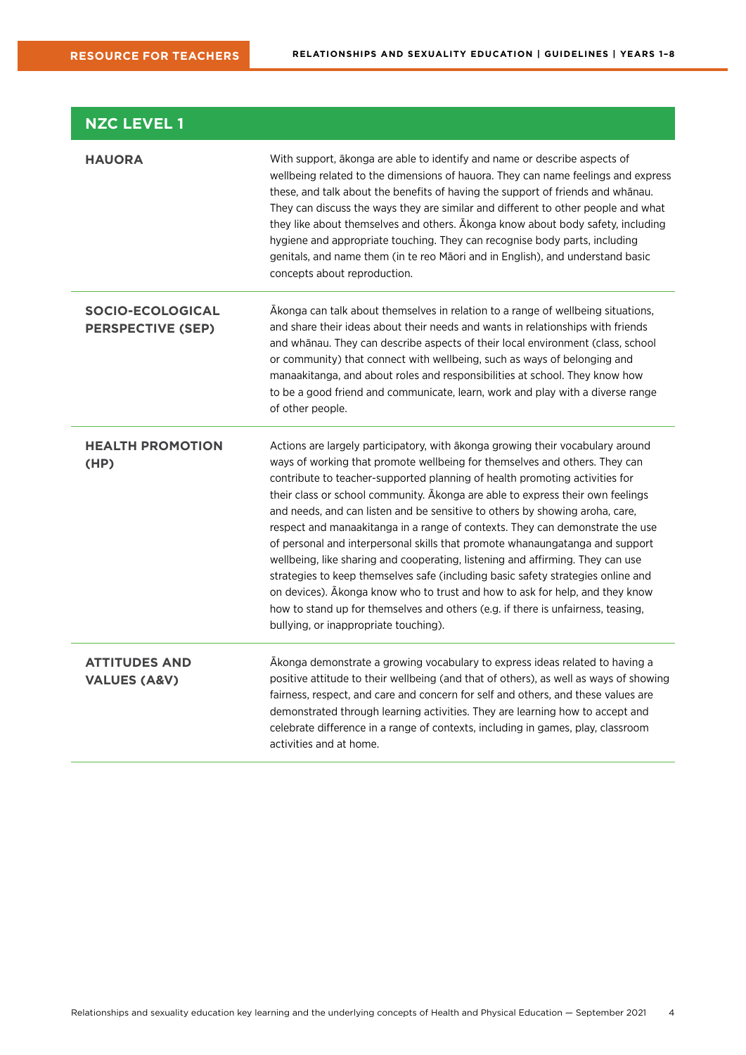## NZC LEVEL 1

| | |
|---|---|
| **HAUORA** | With support, ākonga are able to identify and name or describe aspects of wellbeing related to the dimensions of hauora. They can name feelings and express these, and talk about the benefits of having the support of friends and whānau. They can discuss the ways they are similar and different to other people and what they like about themselves and others. Ākonga know about body safety, including hygiene and appropriate touching. They can recognise body parts, including genitals, and name them (in te reo Māori and in English), and understand basic concepts about reproduction. |
| **SOCIO-ECOLOGICAL PERSPECTIVE (SEP)** | Ākonga can talk about themselves in relation to a range of wellbeing situations, and share their ideas about their needs and wants in relationships with friends and whānau. They can describe aspects of their local environment (class, school or community) that connect with wellbeing, such as ways of belonging and manaakitanga, and about roles and responsibilities at school. They know how to be a good friend and communicate, learn, work and play with a diverse range of other people. |
| **HEALTH PROMOTION (HP)** | Actions are largely participatory, with ākonga growing their vocabulary around ways of working that promote wellbeing for themselves and others. They can contribute to teacher-supported planning of health promoting activities for their class or school community. Ākonga are able to express their own feelings and needs, and can listen and be sensitive to others by showing aroha, care, respect and manaakitanga in a range of contexts. They can demonstrate the use of personal and interpersonal skills that promote whanaungatanga and support wellbeing, like sharing and cooperating, listening and affirming. They can use strategies to keep themselves safe (including basic safety strategies online and on devices). Ākonga know who to trust and how to ask for help, and they know how to stand up for themselves and others (e.g. if there is unfairness, teasing, bullying, or inappropriate touching). |
| **ATTITUDES AND VALUES (A&V)** | Ākonga demonstrate a growing vocabulary to express ideas related to having a positive attitude to their wellbeing (and that of others), as well as ways of showing fairness, respect, and care and concern for self and others, and these values are demonstrated through learning activities. They are learning how to accept and celebrate difference in a range of contexts, including in games, play, classroom activities and at home. |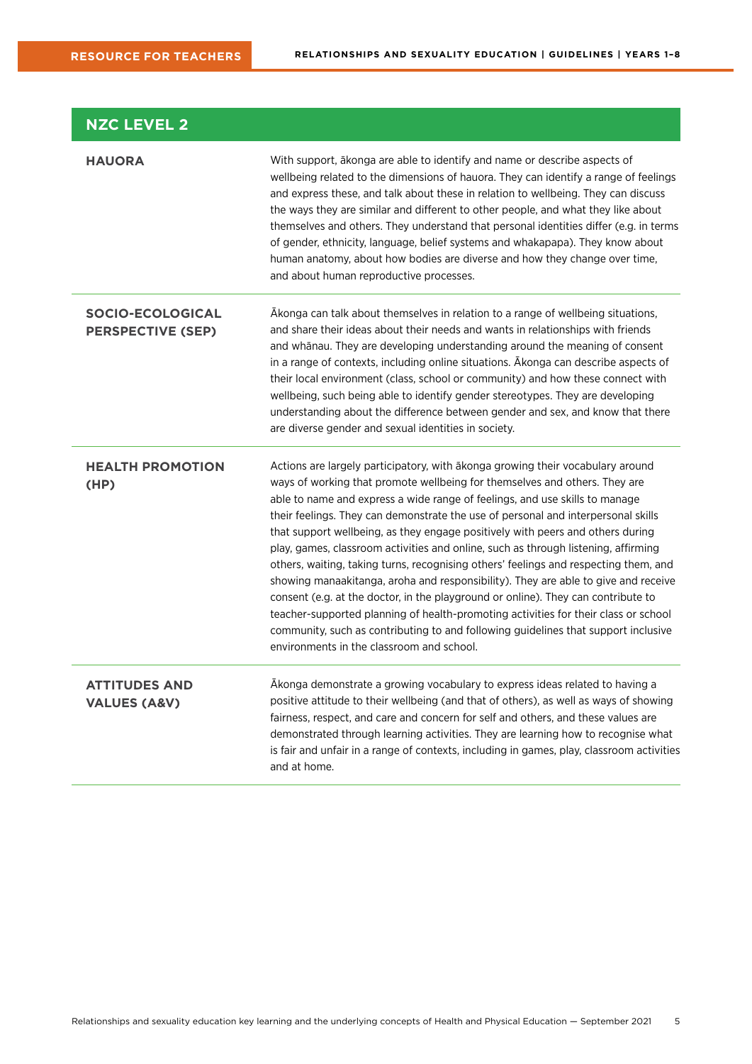## NZC LEVEL 2

| | |
|---|---|
| **HAUORA** | With support, ākonga are able to identify and name or describe aspects of wellbeing related to the dimensions of hauora. They can identify a range of feelings and express these, and talk about these in relation to wellbeing. They can discuss the ways they are similar and different to other people, and what they like about themselves and others. They understand that personal identities differ (e.g. in terms of gender, ethnicity, language, belief systems and whakapapa). They know about human anatomy, about how bodies are diverse and how they change over time, and about human reproductive processes. |
| **SOCIO-ECOLOGICAL PERSPECTIVE (SEP)** | Ākonga can talk about themselves in relation to a range of wellbeing situations, and share their ideas about their needs and wants in relationships with friends and whānau. They are developing understanding around the meaning of consent in a range of contexts, including online situations. Ākonga can describe aspects of their local environment (class, school or community) and how these connect with wellbeing, such being able to identify gender stereotypes. They are developing understanding about the difference between gender and sex, and know that there are diverse gender and sexual identities in society. |
| **HEALTH PROMOTION (HP)** | Actions are largely participatory, with ākonga growing their vocabulary around ways of working that promote wellbeing for themselves and others. They are able to name and express a wide range of feelings, and use skills to manage their feelings. They can demonstrate the use of personal and interpersonal skills that support wellbeing, as they engage positively with peers and others during play, games, classroom activities and online, such as through listening, affirming others, waiting, taking turns, recognising others' feelings and respecting them, and showing manaakitanga, aroha and responsibility). They are able to give and receive consent (e.g. at the doctor, in the playground or online). They can contribute to teacher-supported planning of health-promoting activities for their class or school community, such as contributing to and following guidelines that support inclusive environments in the classroom and school. |
| **ATTITUDES AND VALUES (A&V)** | Ākonga demonstrate a growing vocabulary to express ideas related to having a positive attitude to their wellbeing (and that of others), as well as ways of showing fairness, respect, and care and concern for self and others, and these values are demonstrated through learning activities. They are learning how to recognise what is fair and unfair in a range of contexts, including in games, play, classroom activities and at home. |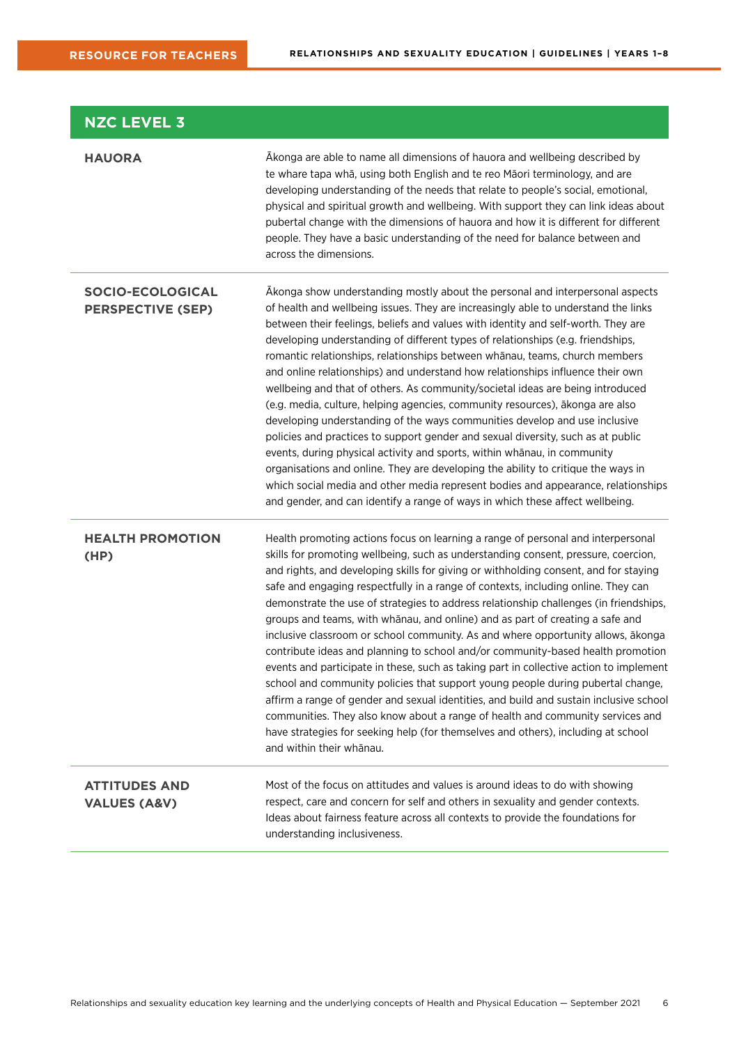## NZC LEVEL 3

| | |
|---|---|
| **HAUORA** | Ākonga are able to name all dimensions of hauora and wellbeing described by te whare tapa whā, using both English and te reo Māori terminology, and are developing understanding of the needs that relate to people's social, emotional, physical and spiritual growth and wellbeing. With support they can link ideas about pubertal change with the dimensions of hauora and how it is different for different people. They have a basic understanding of the need for balance between and across the dimensions. |
| **SOCIO-ECOLOGICAL PERSPECTIVE (SEP)** | Ākonga show understanding mostly about the personal and interpersonal aspects of health and wellbeing issues. They are increasingly able to understand the links between their feelings, beliefs and values with identity and self-worth. They are developing understanding of different types of relationships (e.g. friendships, romantic relationships, relationships between whānau, teams, church members and online relationships) and understand how relationships influence their own wellbeing and that of others. As community/societal ideas are being introduced (e.g. media, culture, helping agencies, community resources), ākonga are also developing understanding of the ways communities develop and use inclusive policies and practices to support gender and sexual diversity, such as at public events, during physical activity and sports, within whānau, in community organisations and online. They are developing the ability to critique the ways in which social media and other media represent bodies and appearance, relationships and gender, and can identify a range of ways in which these affect wellbeing. |
| **HEALTH PROMOTION (HP)** | Health promoting actions focus on learning a range of personal and interpersonal skills for promoting wellbeing, such as understanding consent, pressure, coercion, and rights, and developing skills for giving or withholding consent, and for staying safe and engaging respectfully in a range of contexts, including online. They can demonstrate the use of strategies to address relationship challenges (in friendships, groups and teams, with whānau, and online) and as part of creating a safe and inclusive classroom or school community. As and where opportunity allows, ākonga contribute ideas and planning to school and/or community-based health promotion events and participate in these, such as taking part in collective action to implement school and community policies that support young people during pubertal change, affirm a range of gender and sexual identities, and build and sustain inclusive school communities. They also know about a range of health and community services and have strategies for seeking help (for themselves and others), including at school and within their whānau. |
| **ATTITUDES AND VALUES (A&V)** | Most of the focus on attitudes and values is around ideas to do with showing respect, care and concern for self and others in sexuality and gender contexts. Ideas about fairness feature across all contexts to provide the foundations for understanding inclusiveness. |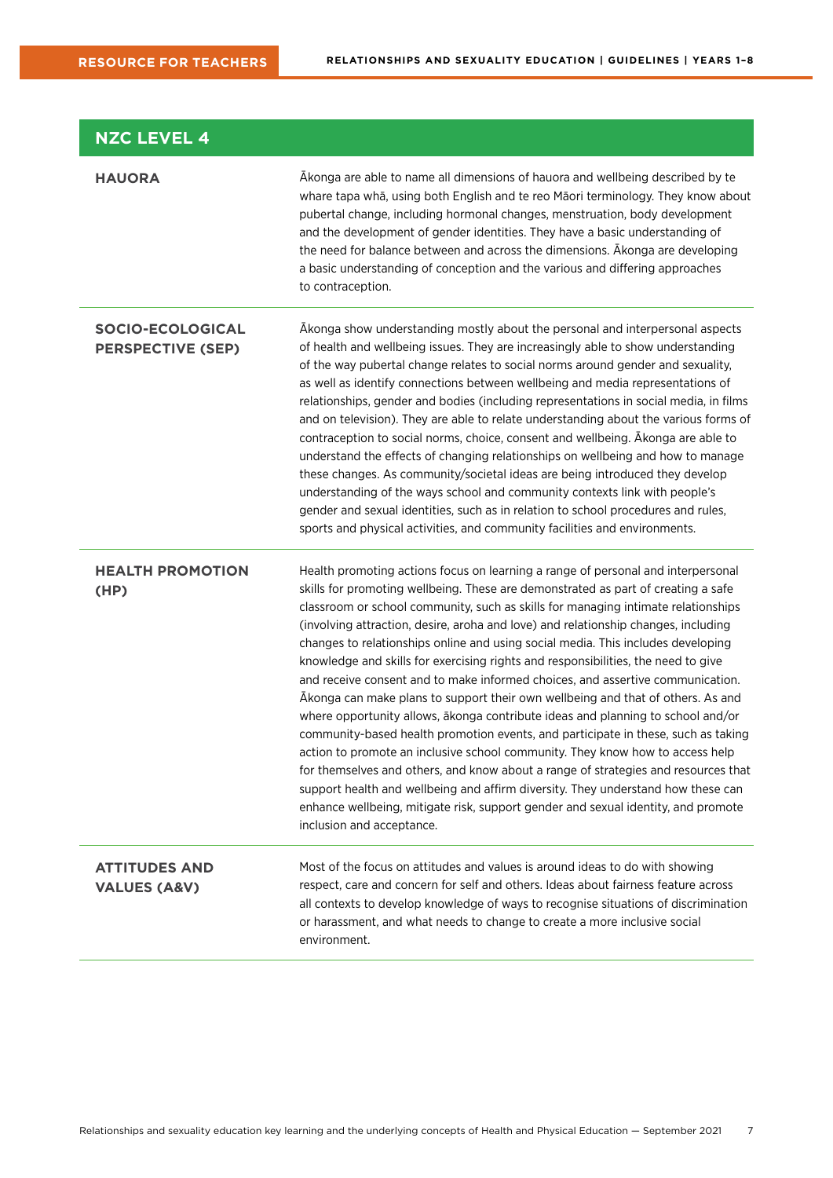## NZC LEVEL 4

| | |
|---|---|
| **HAUORA** | Ākonga are able to name all dimensions of hauora and wellbeing described by te whare tapa whā, using both English and te reo Māori terminology. They know about pubertal change, including hormonal changes, menstruation, body development and the development of gender identities. They have a basic understanding of the need for balance between and across the dimensions. Ākonga are developing a basic understanding of conception and the various and differing approaches to contraception. |
| **SOCIO-ECOLOGICAL PERSPECTIVE (SEP)** | Ākonga show understanding mostly about the personal and interpersonal aspects of health and wellbeing issues. They are increasingly able to show understanding of the way pubertal change relates to social norms around gender and sexuality, as well as identify connections between wellbeing and media representations of relationships, gender and bodies (including representations in social media, in films and on television). They are able to relate understanding about the various forms of contraception to social norms, choice, consent and wellbeing. Ākonga are able to understand the effects of changing relationships on wellbeing and how to manage these changes. As community/societal ideas are being introduced they develop understanding of the ways school and community contexts link with people's gender and sexual identities, such as in relation to school procedures and rules, sports and physical activities, and community facilities and environments. |
| **HEALTH PROMOTION (HP)** | Health promoting actions focus on learning a range of personal and interpersonal skills for promoting wellbeing. These are demonstrated as part of creating a safe classroom or school community, such as skills for managing intimate relationships (involving attraction, desire, aroha and love) and relationship changes, including changes to relationships online and using social media. This includes developing knowledge and skills for exercising rights and responsibilities, the need to give and receive consent and to make informed choices, and assertive communication. Ākonga can make plans to support their own wellbeing and that of others. As and where opportunity allows, ākonga contribute ideas and planning to school and/or community-based health promotion events, and participate in these, such as taking action to promote an inclusive school community. They know how to access help for themselves and others, and know about a range of strategies and resources that support health and wellbeing and affirm diversity. They understand how these can enhance wellbeing, mitigate risk, support gender and sexual identity, and promote inclusion and acceptance. |
| **ATTITUDES AND VALUES (A&V)** | Most of the focus on attitudes and values is around ideas to do with showing respect, care and concern for self and others. Ideas about fairness feature across all contexts to develop knowledge of ways to recognise situations of discrimination or harassment, and what needs to change to create a more inclusive social environment. |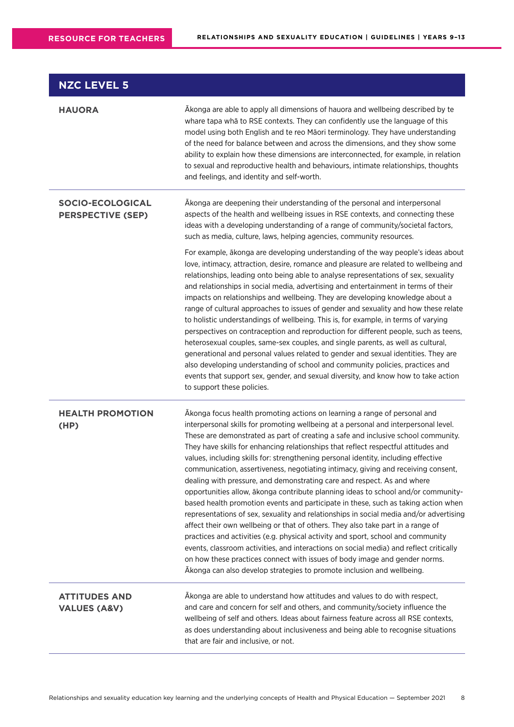## NZC LEVEL 5

| | |
|---|---|
| **HAUORA** | Ākonga are able to apply all dimensions of hauora and wellbeing described by te whare tapa whā to RSE contexts. They can confidently use the language of this model using both English and te reo Māori terminology. They have understanding of the need for balance between and across the dimensions, and they show some ability to explain how these dimensions are interconnected, for example, in relation to sexual and reproductive health and behaviours, intimate relationships, thoughts and feelings, and identity and self-worth. |
| **SOCIO-ECOLOGICAL PERSPECTIVE (SEP)** | Ākonga are deepening their understanding of the personal and interpersonal aspects of the health and wellbeing issues in RSE contexts, and connecting these ideas with a developing understanding of a range of community/societal factors, such as media, culture, laws, helping agencies, community resources.<br><br>For example, ākonga are developing understanding of the way people's ideas about love, intimacy, attraction, desire, romance and pleasure are related to wellbeing and relationships, leading onto being able to analyse representations of sex, sexuality and relationships in social media, advertising and entertainment in terms of their impacts on relationships and wellbeing. They are developing knowledge about a range of cultural approaches to issues of gender and sexuality and how these relate to holistic understandings of wellbeing. This is, for example, in terms of varying perspectives on contraception and reproduction for different people, such as teens, heterosexual couples, same-sex couples, and single parents, as well as cultural, generational and personal values related to gender and sexual identities. They are also developing understanding of school and community policies, practices and events that support sex, gender, and sexual diversity, and know how to take action to support these policies. |
| **HEALTH PROMOTION (HP)** | Ākonga focus health promoting actions on learning a range of personal and interpersonal skills for promoting wellbeing at a personal and interpersonal level. These are demonstrated as part of creating a safe and inclusive school community. They have skills for enhancing relationships that reflect respectful attitudes and values, including skills for: strengthening personal identity, including effective communication, assertiveness, negotiating intimacy, giving and receiving consent, dealing with pressure, and demonstrating care and respect. As and where opportunities allow, ākonga contribute planning ideas to school and/or community-based health promotion events and participate in these, such as taking action when representations of sex, sexuality and relationships in social media and/or advertising affect their own wellbeing or that of others. They also take part in a range of practices and activities (e.g. physical activity and sport, school and community events, classroom activities, and interactions on social media) and reflect critically on how these practices connect with issues of body image and gender norms. Ākonga can also develop strategies to promote inclusion and wellbeing. |
| **ATTITUDES AND VALUES (A&V)** | Ākonga are able to understand how attitudes and values to do with respect, and care and concern for self and others, and community/society influence the wellbeing of self and others. Ideas about fairness feature across all RSE contexts, as does understanding about inclusiveness and being able to recognise situations that are fair and inclusive, or not. |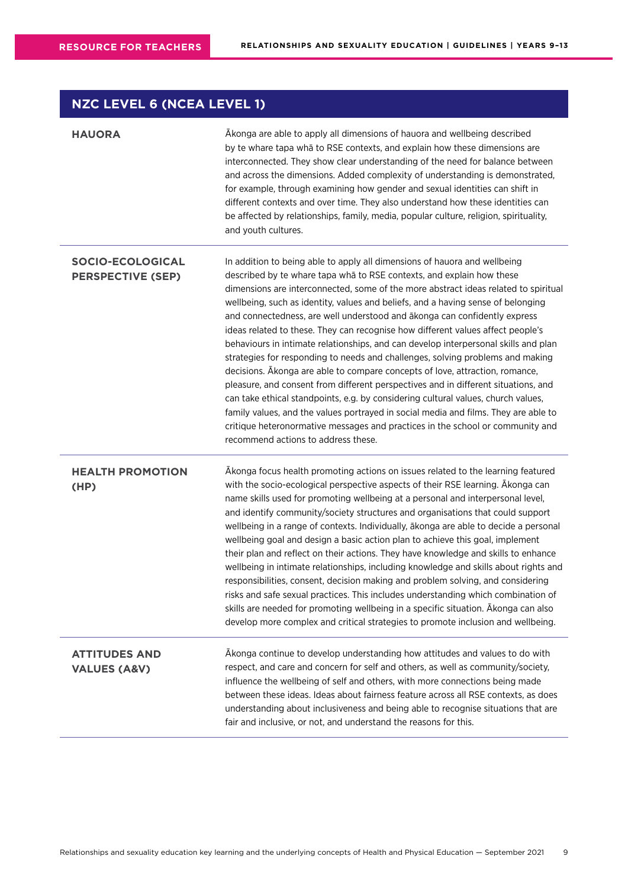## NZC LEVEL 6 (NCEA LEVEL 1)

| | |
|---|---|
| **HAUORA** | Ākonga are able to apply all dimensions of hauora and wellbeing described by te whare tapa whā to RSE contexts, and explain how these dimensions are interconnected. They show clear understanding of the need for balance between and across the dimensions. Added complexity of understanding is demonstrated, for example, through examining how gender and sexual identities can shift in different contexts and over time. They also understand how these identities can be affected by relationships, family, media, popular culture, religion, spirituality, and youth cultures. |
| **SOCIO-ECOLOGICAL PERSPECTIVE (SEP)** | In addition to being able to apply all dimensions of hauora and wellbeing described by te whare tapa whā to RSE contexts, and explain how these dimensions are interconnected, some of the more abstract ideas related to spiritual wellbeing, such as identity, values and beliefs, and a having sense of belonging and connectedness, are well understood and ākonga can confidently express ideas related to these. They can recognise how different values affect people's behaviours in intimate relationships, and can develop interpersonal skills and plan strategies for responding to needs and challenges, solving problems and making decisions. Ākonga are able to compare concepts of love, attraction, romance, pleasure, and consent from different perspectives and in different situations, and can take ethical standpoints, e.g. by considering cultural values, church values, family values, and the values portrayed in social media and films. They are able to critique heteronormative messages and practices in the school or community and recommend actions to address these. |
| **HEALTH PROMOTION (HP)** | Ākonga focus health promoting actions on issues related to the learning featured with the socio-ecological perspective aspects of their RSE learning. Ākonga can name skills used for promoting wellbeing at a personal and interpersonal level, and identify community/society structures and organisations that could support wellbeing in a range of contexts. Individually, ākonga are able to decide a personal wellbeing goal and design a basic action plan to achieve this goal, implement their plan and reflect on their actions. They have knowledge and skills to enhance wellbeing in intimate relationships, including knowledge and skills about rights and responsibilities, consent, decision making and problem solving, and considering risks and safe sexual practices. This includes understanding which combination of skills are needed for promoting wellbeing in a specific situation. Ākonga can also develop more complex and critical strategies to promote inclusion and wellbeing. |
| **ATTITUDES AND VALUES (A&V)** | Ākonga continue to develop understanding how attitudes and values to do with respect, and care and concern for self and others, as well as community/society, influence the wellbeing of self and others, with more connections being made between these ideas. Ideas about fairness feature across all RSE contexts, as does understanding about inclusiveness and being able to recognise situations that are fair and inclusive, or not, and understand the reasons for this. |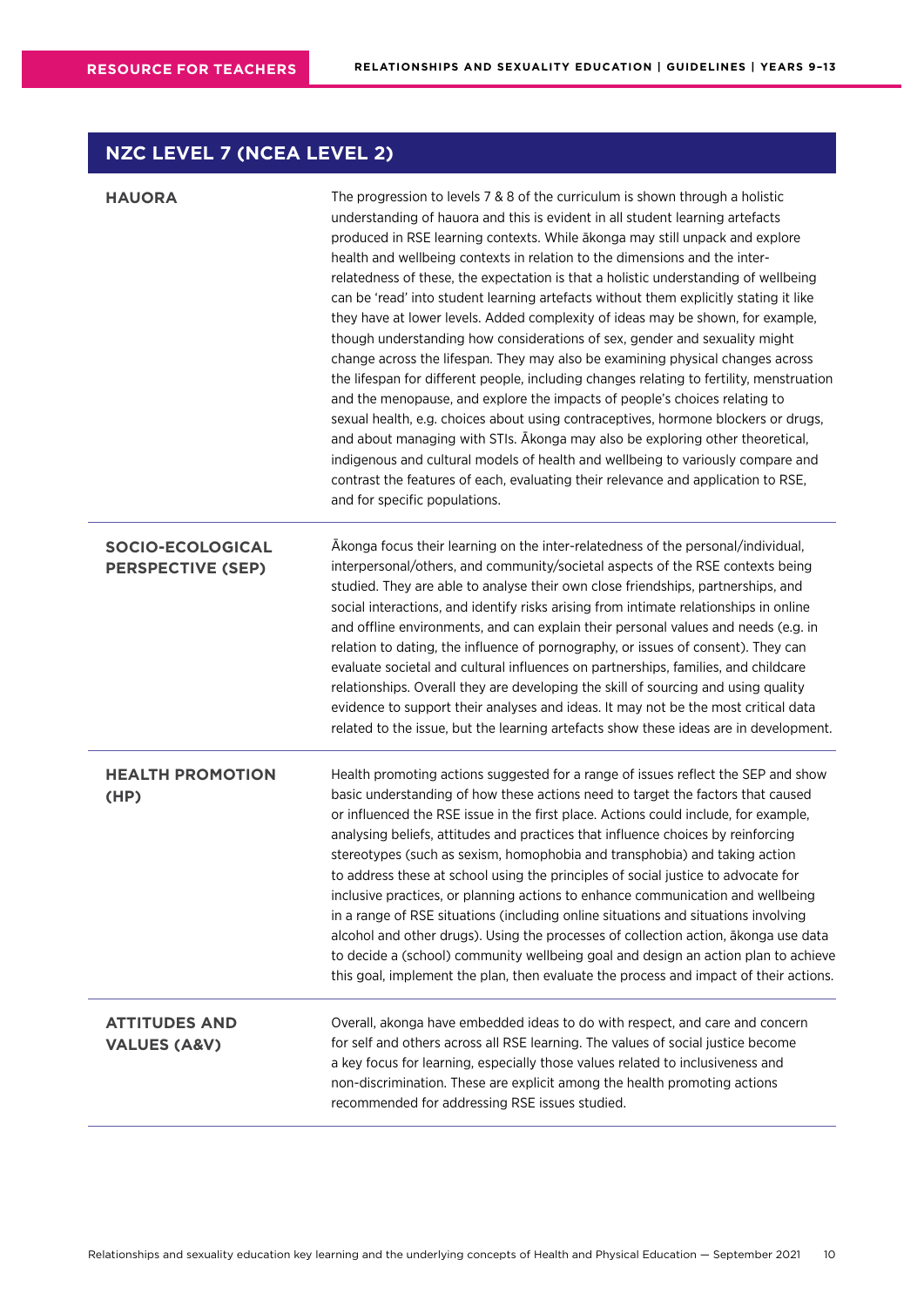## NZC LEVEL 7 (NCEA LEVEL 2)

| | |
|---|---|
| **HAUORA** | The progression to levels 7 & 8 of the curriculum is shown through a holistic understanding of hauora and this is evident in all student learning artefacts produced in RSE learning contexts. While ākonga may still unpack and explore health and wellbeing contexts in relation to the dimensions and the inter-relatedness of these, the expectation is that a holistic understanding of wellbeing can be 'read' into student learning artefacts without them explicitly stating it like they have at lower levels. Added complexity of ideas may be shown, for example, though understanding how considerations of sex, gender and sexuality might change across the lifespan. They may also be examining physical changes across the lifespan for different people, including changes relating to fertility, menstruation and the menopause, and explore the impacts of people's choices relating to sexual health, e.g. choices about using contraceptives, hormone blockers or drugs, and about managing with STIs. Ākonga may also be exploring other theoretical, indigenous and cultural models of health and wellbeing to variously compare and contrast the features of each, evaluating their relevance and application to RSE, and for specific populations. |
| **SOCIO-ECOLOGICAL PERSPECTIVE (SEP)** | Ākonga focus their learning on the inter-relatedness of the personal/individual, interpersonal/others, and community/societal aspects of the RSE contexts being studied. They are able to analyse their own close friendships, partnerships, and social interactions, and identify risks arising from intimate relationships in online and offline environments, and can explain their personal values and needs (e.g. in relation to dating, the influence of pornography, or issues of consent). They can evaluate societal and cultural influences on partnerships, families, and childcare relationships. Overall they are developing the skill of sourcing and using quality evidence to support their analyses and ideas. It may not be the most critical data related to the issue, but the learning artefacts show these ideas are in development. |
| **HEALTH PROMOTION (HP)** | Health promoting actions suggested for a range of issues reflect the SEP and show basic understanding of how these actions need to target the factors that caused or influenced the RSE issue in the first place. Actions could include, for example, analysing beliefs, attitudes and practices that influence choices by reinforcing stereotypes (such as sexism, homophobia and transphobia) and taking action to address these at school using the principles of social justice to advocate for inclusive practices, or planning actions to enhance communication and wellbeing in a range of RSE situations (including online situations and situations involving alcohol and other drugs). Using the processes of collection action, ākonga use data to decide a (school) community wellbeing goal and design an action plan to achieve this goal, implement the plan, then evaluate the process and impact of their actions. |
| **ATTITUDES AND VALUES (A&V)** | Overall, akonga have embedded ideas to do with respect, and care and concern for self and others across all RSE learning. The values of social justice become a key focus for learning, especially those values related to inclusiveness and non-discrimination. These are explicit among the health promoting actions recommended for addressing RSE issues studied. |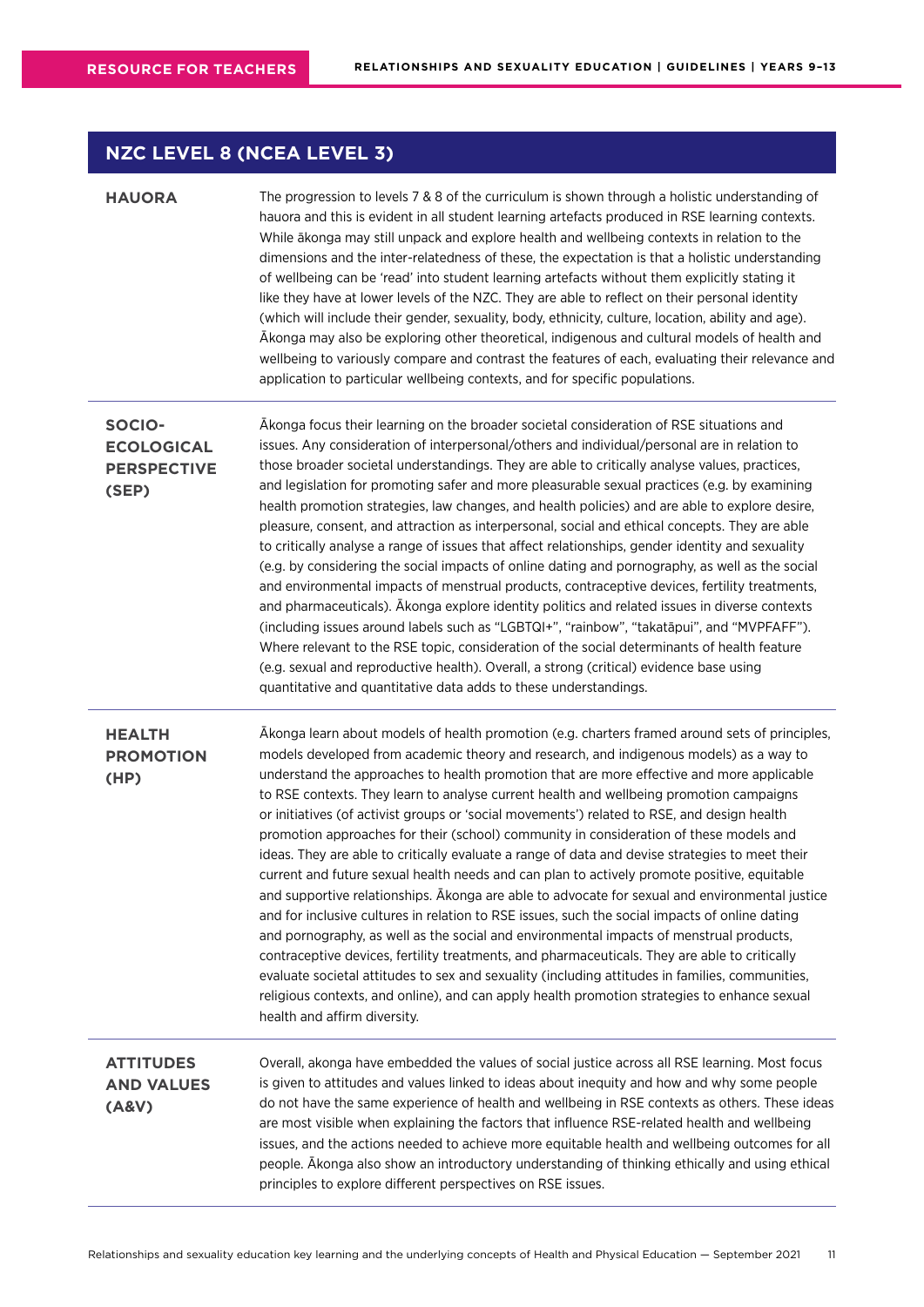## NZC LEVEL 8 (NCEA LEVEL 3)

| | |
|---|---|
| **HAUORA** | The progression to levels 7 & 8 of the curriculum is shown through a holistic understanding of hauora and this is evident in all student learning artefacts produced in RSE learning contexts. While ākonga may still unpack and explore health and wellbeing contexts in relation to the dimensions and the inter-relatedness of these, the expectation is that a holistic understanding of wellbeing can be 'read' into student learning artefacts without them explicitly stating it like they have at lower levels of the NZC. They are able to reflect on their personal identity (which will include their gender, sexuality, body, ethnicity, culture, location, ability and age). Ākonga may also be exploring other theoretical, indigenous and cultural models of health and wellbeing to variously compare and contrast the features of each, evaluating their relevance and application to particular wellbeing contexts, and for specific populations. |
| **SOCIO-ECOLOGICAL PERSPECTIVE (SEP)** | Ākonga focus their learning on the broader societal consideration of RSE situations and issues. Any consideration of interpersonal/others and individual/personal are in relation to those broader societal understandings. They are able to critically analyse values, practices, and legislation for promoting safer and more pleasurable sexual practices (e.g. by examining health promotion strategies, law changes, and health policies) and are able to explore desire, pleasure, consent, and attraction as interpersonal, social and ethical concepts. They are able to critically analyse a range of issues that affect relationships, gender identity and sexuality (e.g. by considering the social impacts of online dating and pornography, as well as the social and environmental impacts of menstrual products, contraceptive devices, fertility treatments, and pharmaceuticals). Ākonga explore identity politics and related issues in diverse contexts (including issues around labels such as "LGBTQI+", "rainbow", "takatāpui", and "MVPFAFF"). Where relevant to the RSE topic, consideration of the social determinants of health feature (e.g. sexual and reproductive health). Overall, a strong (critical) evidence base using quantitative and quantitative data adds to these understandings. |
| **HEALTH PROMOTION (HP)** | Ākonga learn about models of health promotion (e.g. charters framed around sets of principles, models developed from academic theory and research, and indigenous models) as a way to understand the approaches to health promotion that are more effective and more applicable to RSE contexts. They learn to analyse current health and wellbeing promotion campaigns or initiatives (of activist groups or 'social movements') related to RSE, and design health promotion approaches for their (school) community in consideration of these models and ideas. They are able to critically evaluate a range of data and devise strategies to meet their current and future sexual health needs and can plan to actively promote positive, equitable and supportive relationships. Ākonga are able to advocate for sexual and environmental justice and for inclusive cultures in relation to RSE issues, such the social impacts of online dating and pornography, as well as the social and environmental impacts of menstrual products, contraceptive devices, fertility treatments, and pharmaceuticals. They are able to critically evaluate societal attitudes to sex and sexuality (including attitudes in families, communities, religious contexts, and online), and can apply health promotion strategies to enhance sexual health and affirm diversity. |
| **ATTITUDES AND VALUES (A&V)** | Overall, akonga have embedded the values of social justice across all RSE learning. Most focus is given to attitudes and values linked to ideas about inequity and how and why some people do not have the same experience of health and wellbeing in RSE contexts as others. These ideas are most visible when explaining the factors that influence RSE-related health and wellbeing issues, and the actions needed to achieve more equitable health and wellbeing outcomes for all people. Ākonga also show an introductory understanding of thinking ethically and using ethical principles to explore different perspectives on RSE issues. |